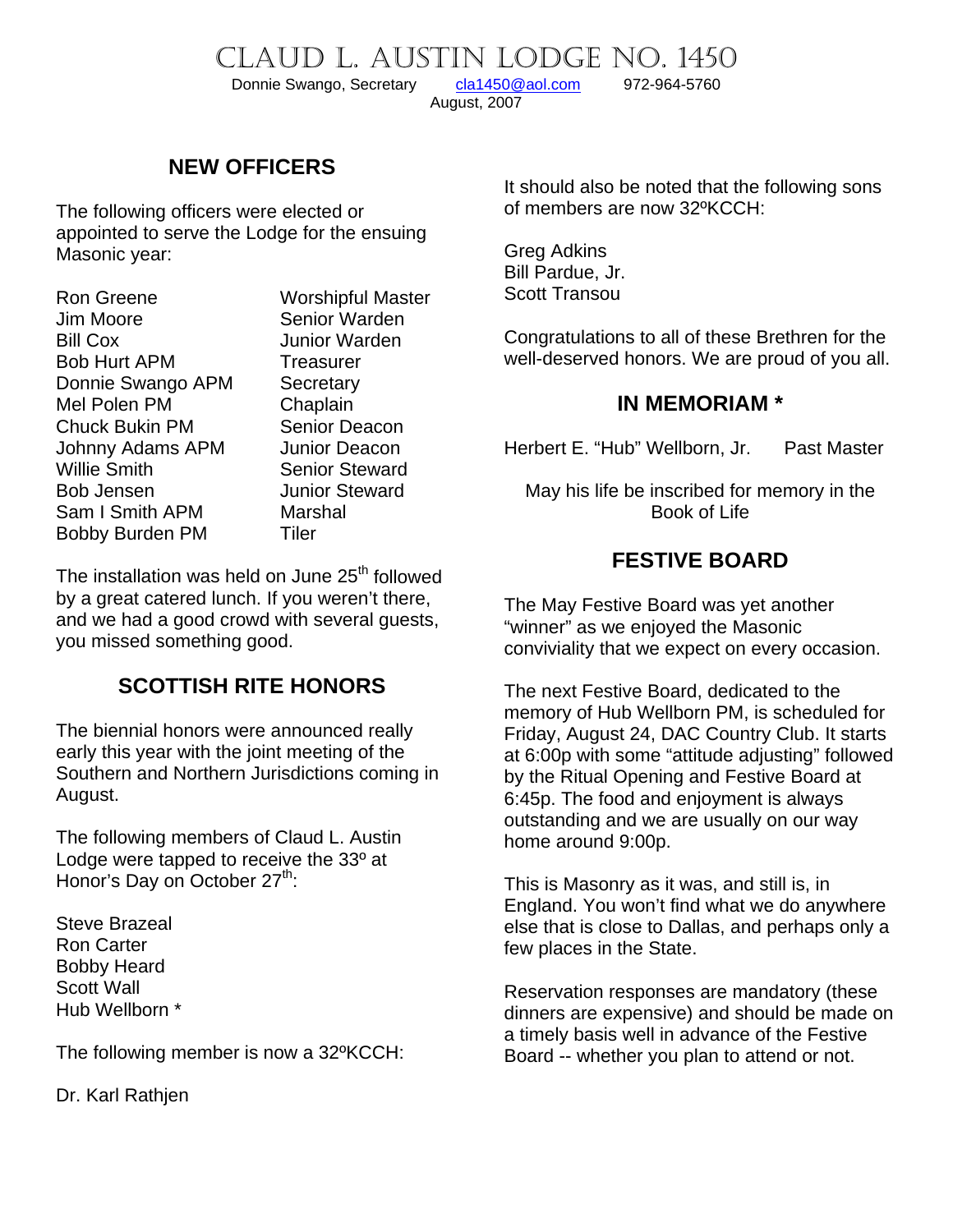# CLAUD L. AUSTIN LODGE NO. 1450

Donnie Swango, Secretary    cla1450@aol.com    972-964-5760

August, 2007

## NEW OFFICERS

The following officers were elected or appointed to serve the Lodge for the ensuing Masonic year:

| | |
|---|---|
| Ron Greene | Worshipful Master |
| Jim Moore | Senior Warden |
| Bill Cox | Junior Warden |
| Bob Hurt APM | Treasurer |
| Donnie Swango APM | Secretary |
| Mel Polen PM | Chaplain |
| Chuck Bukin PM | Senior Deacon |
| Johnny Adams APM | Junior Deacon |
| Willie Smith | Senior Steward |
| Bob Jensen | Junior Steward |
| Sam I Smith APM | Marshal |
| Bobby Burden PM | Tiler |

The installation was held on June 25th followed by a great catered lunch. If you weren't there, and we had a good crowd with several guests, you missed something good.

## SCOTTISH RITE HONORS

The biennial honors were announced really early this year with the joint meeting of the Southern and Northern Jurisdictions coming in August.

The following members of Claud L. Austin Lodge were tapped to receive the 33º at Honor's Day on October 27th:

Steve Brazeal  
Ron Carter  
Bobby Heard  
Scott Wall  
Hub Wellborn *

The following member is now a 32ºKCCH:

Dr. Karl Rathjen

It should also be noted that the following sons of members are now 32ºKCCH:

Greg Adkins  
Bill Pardue, Jr.  
Scott Transou

Congratulations to all of these Brethren for the well-deserved honors. We are proud of you all.

## IN MEMORIAM *

Herbert E. "Hub" Wellborn, Jr.    Past Master

May his life be inscribed for memory in the Book of Life

## FESTIVE BOARD

The May Festive Board was yet another "winner" as we enjoyed the Masonic conviviality that we expect on every occasion.

The next Festive Board, dedicated to the memory of Hub Wellborn PM, is scheduled for Friday, August 24, DAC Country Club. It starts at 6:00p with some "attitude adjusting" followed by the Ritual Opening and Festive Board at 6:45p. The food and enjoyment is always outstanding and we are usually on our way home around 9:00p.

This is Masonry as it was, and still is, in England. You won't find what we do anywhere else that is close to Dallas, and perhaps only a few places in the State.

Reservation responses are mandatory (these dinners are expensive) and should be made on a timely basis well in advance of the Festive Board -- whether you plan to attend or not.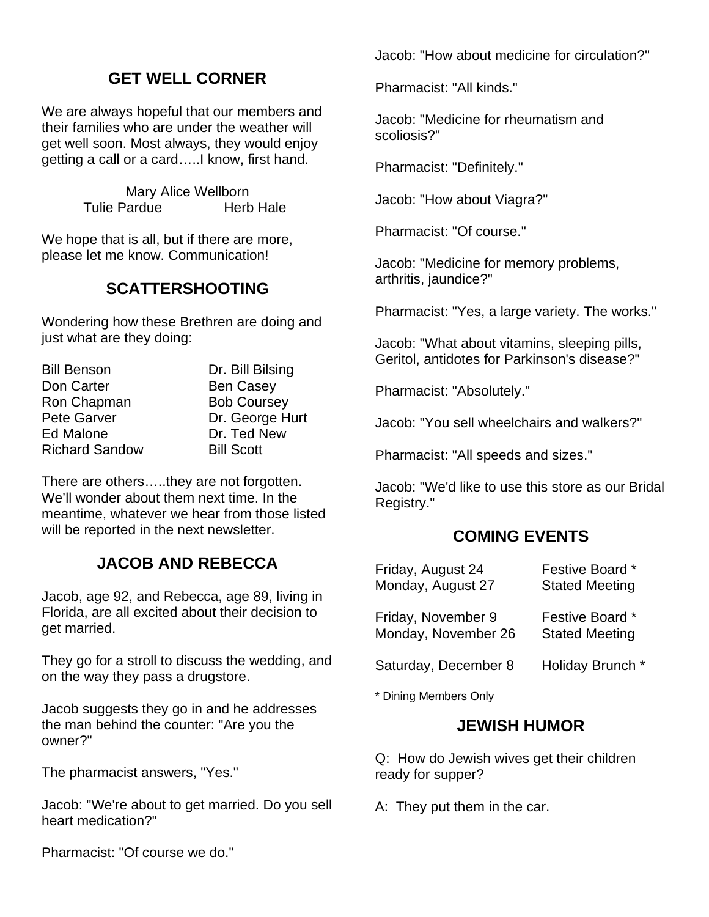## GET WELL CORNER

We are always hopeful that our members and their families who are under the weather will get well soon. Most always, they would enjoy getting a call or a card…..I know, first hand.

Mary Alice Wellborn
Tulie Pardue Herb Hale

We hope that is all, but if there are more, please let me know. Communication!

## SCATTERSHOOTING

Wondering how these Brethren are doing and just what are they doing:

| | |
|---|---|
| Bill Benson | Dr. Bill Bilsing |
| Don Carter | Ben Casey |
| Ron Chapman | Bob Coursey |
| Pete Garver | Dr. George Hurt |
| Ed Malone | Dr. Ted New |
| Richard Sandow | Bill Scott |

There are others…..they are not forgotten. We'll wonder about them next time. In the meantime, whatever we hear from those listed will be reported in the next newsletter.

## JACOB AND REBECCA

Jacob, age 92, and Rebecca, age 89, living in Florida, are all excited about their decision to get married.

They go for a stroll to discuss the wedding, and on the way they pass a drugstore.

Jacob suggests they go in and he addresses the man behind the counter: "Are you the owner?"

The pharmacist answers, "Yes."

Jacob: "We're about to get married. Do you sell heart medication?"

Pharmacist: "Of course we do."

Jacob: "How about medicine for circulation?"

Pharmacist: "All kinds."

Jacob: "Medicine for rheumatism and scoliosis?"

Pharmacist: "Definitely."

Jacob: "How about Viagra?"

Pharmacist: "Of course."

Jacob: "Medicine for memory problems, arthritis, jaundice?"

Pharmacist: "Yes, a large variety. The works."

Jacob: "What about vitamins, sleeping pills, Geritol, antidotes for Parkinson's disease?"

Pharmacist: "Absolutely."

Jacob: "You sell wheelchairs and walkers?"

Pharmacist: "All speeds and sizes."

Jacob: "We'd like to use this store as our Bridal Registry."

## COMING EVENTS

| | |
|---|---|
| Friday, August 24 | Festive Board * |
| Monday, August 27 | Stated Meeting |
| Friday, November 9 | Festive Board * |
| Monday, November 26 | Stated Meeting |
| Saturday, December 8 | Holiday Brunch * |

* Dining Members Only

## JEWISH HUMOR

Q: How do Jewish wives get their children ready for supper?

A: They put them in the car.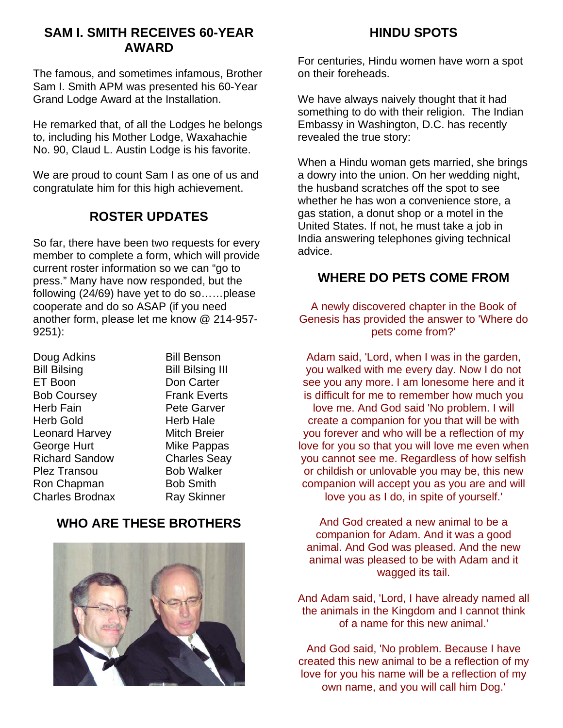## SAM I. SMITH RECEIVES 60-YEAR AWARD

The famous, and sometimes infamous, Brother Sam I. Smith APM was presented his 60-Year Grand Lodge Award at the Installation.

He remarked that, of all the Lodges he belongs to, including his Mother Lodge, Waxahachie No. 90, Claud L. Austin Lodge is his favorite.

We are proud to count Sam I as one of us and congratulate him for this high achievement.

## ROSTER UPDATES

So far, there have been two requests for every member to complete a form, which will provide current roster information so we can "go to press." Many have now responded, but the following (24/69) have yet to do so……please cooperate and do so ASAP (if you need another form, please let me know @ 214-957-9251):

| | |
|---|---|
| Doug Adkins | Bill Benson |
| Bill Bilsing | Bill Bilsing III |
| ET Boon | Don Carter |
| Bob Coursey | Frank Everts |
| Herb Fain | Pete Garver |
| Herb Gold | Herb Hale |
| Leonard Harvey | Mitch Breier |
| George Hurt | Mike Pappas |
| Richard Sandow | Charles Seay |
| Plez Transou | Bob Walker |
| Ron Chapman | Bob Smith |
| Charles Brodnax | Ray Skinner |

## WHO ARE THESE BROTHERS

## HINDU SPOTS

For centuries, Hindu women have worn a spot on their foreheads.

We have always naively thought that it had something to do with their religion. The Indian Embassy in Washington, D.C. has recently revealed the true story:

When a Hindu woman gets married, she brings a dowry into the union. On her wedding night, the husband scratches off the spot to see whether he has won a convenience store, a gas station, a donut shop or a motel in the United States. If not, he must take a job in India answering telephones giving technical advice.

## WHERE DO PETS COME FROM

A newly discovered chapter in the Book of Genesis has provided the answer to 'Where do pets come from?'

Adam said, 'Lord, when I was in the garden, you walked with me every day. Now I do not see you any more. I am lonesome here and it is difficult for me to remember how much you love me. And God said 'No problem. I will create a companion for you that will be with you forever and who will be a reflection of my love for you so that you will love me even when you cannot see me. Regardless of how selfish or childish or unlovable you may be, this new companion will accept you as you are and will love you as I do, in spite of yourself.'

And God created a new animal to be a companion for Adam. And it was a good animal. And God was pleased. And the new animal was pleased to be with Adam and it wagged its tail.

And Adam said, 'Lord, I have already named all the animals in the Kingdom and I cannot think of a name for this new animal.'

And God said, 'No problem. Because I have created this new animal to be a reflection of my love for you his name will be a reflection of my own name, and you will call him Dog.'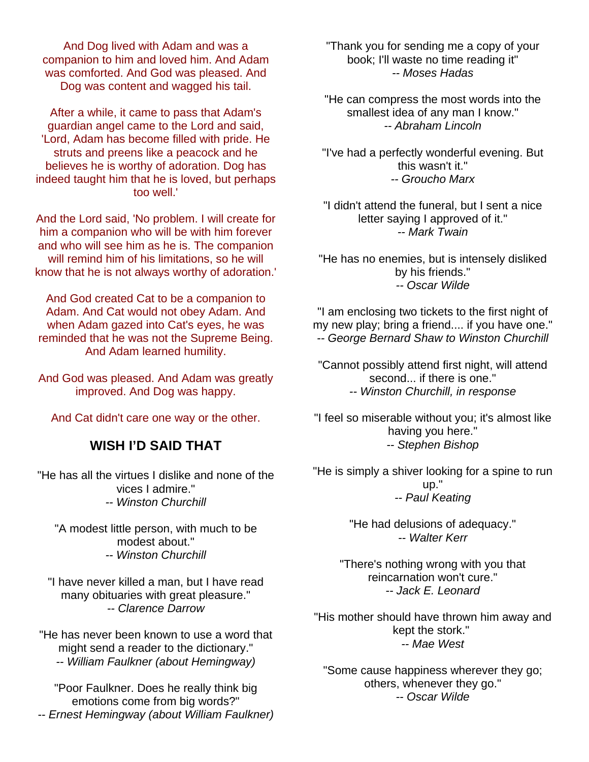And Dog lived with Adam and was a companion to him and loved him. And Adam was comforted. And God was pleased. And Dog was content and wagged his tail.

After a while, it came to pass that Adam's guardian angel came to the Lord and said, 'Lord, Adam has become filled with pride. He struts and preens like a peacock and he believes he is worthy of adoration. Dog has indeed taught him that he is loved, but perhaps too well.'

And the Lord said, 'No problem. I will create for him a companion who will be with him forever and who will see him as he is. The companion will remind him of his limitations, so he will know that he is not always worthy of adoration.'

And God created Cat to be a companion to Adam. And Cat would not obey Adam. And when Adam gazed into Cat's eyes, he was reminded that he was not the Supreme Being. And Adam learned humility.

And God was pleased. And Adam was greatly improved. And Dog was happy.

And Cat didn't care one way or the other.

## WISH I'D SAID THAT

"He has all the virtues I dislike and none of the vices I admire."
-- *Winston Churchill*

"A modest little person, with much to be modest about."
-- *Winston Churchill*

"I have never killed a man, but I have read many obituaries with great pleasure."
-- *Clarence Darrow*

"He has never been known to use a word that might send a reader to the dictionary."
*-- William Faulkner (about Hemingway)*

"Poor Faulkner. Does he really think big emotions come from big words?"
*-- Ernest Hemingway (about William Faulkner)*

"Thank you for sending me a copy of your book; I'll waste no time reading it"
-- *Moses Hadas*

"He can compress the most words into the smallest idea of any man I know."
-- *Abraham Lincoln*

"I've had a perfectly wonderful evening. But this wasn't it."
-- *Groucho Marx*

"I didn't attend the funeral, but I sent a nice letter saying I approved of it."
-- *Mark Twain*

"He has no enemies, but is intensely disliked by his friends."
-- *Oscar Wilde*

"I am enclosing two tickets to the first night of my new play; bring a friend.... if you have one."
-- *George Bernard Shaw to Winston Churchill*

"Cannot possibly attend first night, will attend second... if there is one."
-- *Winston Churchill, in response*

"I feel so miserable without you; it's almost like having you here."
-- *Stephen Bishop*

"He is simply a shiver looking for a spine to run up."
-- *Paul Keating*

"He had delusions of adequacy."
-- *Walter Kerr*

"There's nothing wrong with you that reincarnation won't cure."
-- *Jack E. Leonard*

"His mother should have thrown him away and kept the stork."
-- *Mae West*

"Some cause happiness wherever they go; others, whenever they go."
-- *Oscar Wilde*